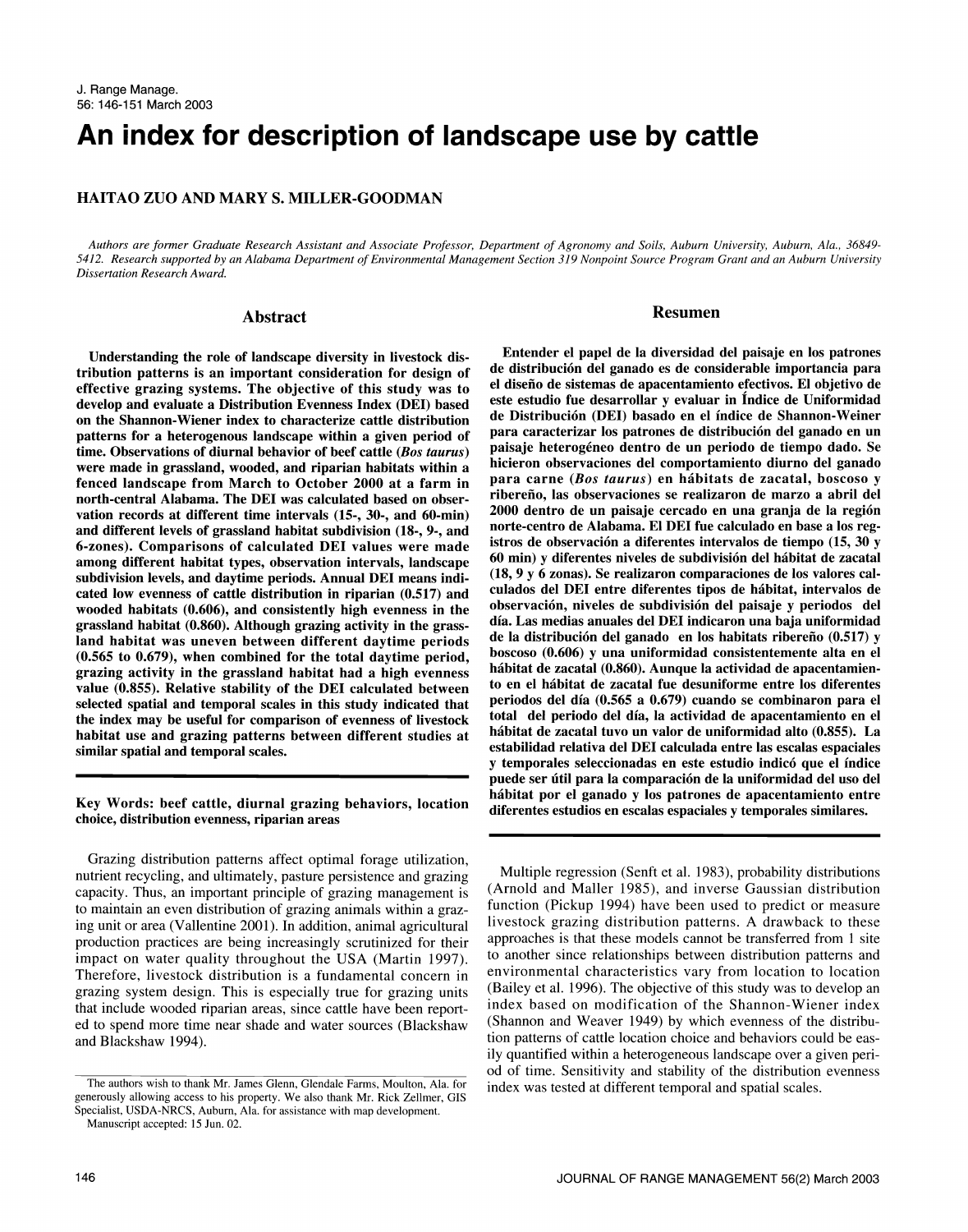# An index for description of landscape use by cattle

**HAITAO ZUO AND MARY S. MILLER-GOODMAN**

*Authors are former Graduate Research Assistant and Associate Professor, Department of Agronomy and Soils, Auburn University, Auburn, Ala., 36849-5412. Research supported by an Alabama Department of Environmental Management Section 319 Nonpoint Source Program Grant and an Auburn University Dissertation Research Award.*

## Abstract

**Understanding the role of landscape diversity in livestock distribution patterns is an important consideration for design of effective grazing systems. The objective of this study was to develop and evaluate a Distribution Evenness Index (DEI) based on the Shannon-Wiener index to characterize cattle distribution patterns for a heterogenous landscape within a given period of time. Observations of diurnal behavior of beef cattle (*Bos taurus*) were made in grassland, wooded, and riparian habitats within a fenced landscape from March to October 2000 at a farm in north-central Alabama. The DEI was calculated based on observation records at different time intervals (15-, 30-, and 60-min) and different levels of grassland habitat subdivision (18-, 9-, and 6-zones). Comparisons of calculated DEI values were made among different habitat types, observation intervals, landscape subdivision levels, and daytime periods. Annual DEI means indicated low evenness of cattle distribution in riparian (0.517) and wooded habitats (0.606), and consistently high evenness in the grassland habitat (0.860). Although grazing activity in the grassland habitat was uneven between different daytime periods (0.565 to 0.679), when combined for the total daytime period, grazing activity in the grassland habitat had a high evenness value (0.855). Relative stability of the DEI calculated between selected spatial and temporal scales in this study indicated that the index may be useful for comparison of evenness of livestock habitat use and grazing patterns between different studies at similar spatial and temporal scales.**

**Key Words: beef cattle, diurnal grazing behaviors, location choice, distribution evenness, riparian areas**

## Resumen

**Entender el papel de la diversidad del paisaje en los patrones de distribución del ganado es de considerable importancia para el diseño de sistemas de apacentamiento efectivos. El objetivo de este estudio fue desarrollar y evaluar in Índice de Uniformidad de Distribución (DEI) basado en el índice de Shannon-Weiner para caracterizar los patrones de distribución del ganado en un paisaje heterogéneo dentro de un periodo de tiempo dado. Se hicieron observaciones del comportamiento diurno del ganado para carne (*Bos taurus*) en hábitats de zacatal, boscoso y ribereño, las observaciones se realizaron de marzo a abril del 2000 dentro de un paisaje cercado en una granja de la región norte-centro de Alabama. El DEI fue calculado en base a los registros de observación a diferentes intervalos de tiempo (15, 30 y 60 min) y diferentes niveles de subdivisión del hábitat de zacatal (18, 9 y 6 zonas). Se realizaron comparaciones de los valores calculados del DEI entre diferentes tipos de hábitat, intervalos de observación, niveles de subdivisión del paisaje y periodos del día. Las medias anuales del DEI indicaron una baja uniformidad de la distribución del ganado en los habitats ribereño (0.517) y boscoso (0.606) y una uniformidad consistentemente alta en el hábitat de zacatal (0.860). Aunque la actividad de apacentamiento en el hábitat de zacatal fue desuniforme entre los diferentes periodos del día (0.565 a 0.679) cuando se combinaron para el total del periodo del día, la actividad de apacentamiento en el hábitat de zacatal tuvo un valor de uniformidad alto (0.855). La estabilidad relativa del DEI calculada entre las escalas espaciales y temporales seleccionadas en este estudio indicó que el índice puede ser útil para la comparación de la uniformidad del uso del hábitat por el ganado y los patrones de apacentamiento entre diferentes estudios en escalas espaciales y temporales similares.**

Grazing distribution patterns affect optimal forage utilization, nutrient recycling, and ultimately, pasture persistence and grazing capacity. Thus, an important principle of grazing management is to maintain an even distribution of grazing animals within a grazing unit or area (Vallentine 2001). In addition, animal agricultural production practices are being increasingly scrutinized for their impact on water quality throughout the USA (Martin 1997). Therefore, livestock distribution is a fundamental concern in grazing system design. This is especially true for grazing units that include wooded riparian areas, since cattle have been reported to spend more time near shade and water sources (Blackshaw and Blackshaw 1994).

Multiple regression (Senft et al. 1983), probability distributions (Arnold and Maller 1985), and inverse Gaussian distribution function (Pickup 1994) have been used to predict or measure livestock grazing distribution patterns. A drawback to these approaches is that these models cannot be transferred from 1 site to another since relationships between distribution patterns and environmental characteristics vary from location to location (Bailey et al. 1996). The objective of this study was to develop an index based on modification of the Shannon-Wiener index (Shannon and Weaver 1949) by which evenness of the distribution patterns of cattle location choice and behaviors could be easily quantified within a heterogeneous landscape over a given period of time. Sensitivity and stability of the distribution evenness index was tested at different temporal and spatial scales.

The authors wish to thank Mr. James Glenn, Glendale Farms, Moulton, Ala. for generously allowing access to his property. We also thank Mr. Rick Zellmer, GIS Specialist, USDA-NRCS, Auburn, Ala. for assistance with map development.

Manuscript accepted: 15 Jun. 02.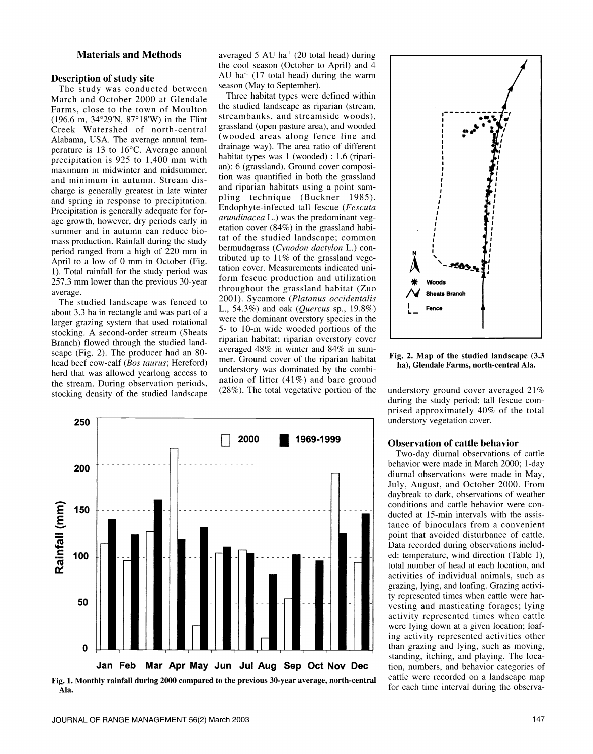## Materials and Methods

### Description of study site

The study was conducted between March and October 2000 at Glendale Farms, close to the town of Moulton (196.6 m, 34°29'N, 87°18'W) in the Flint Creek Watershed of north-central Alabama, USA. The average annual temperature is 13 to 16°C. Average annual precipitation is 925 to 1,400 mm with maximum in midwinter and midsummer, and minimum in autumn. Stream discharge is generally greatest in late winter and spring in response to precipitation. Precipitation is generally adequate for forage growth, however, dry periods early in summer and in autumn can reduce biomass production. Rainfall during the study period ranged from a high of 220 mm in April to a low of 0 mm in October (Fig. 1). Total rainfall for the study period was 257.3 mm lower than the previous 30-year average.

The studied landscape was fenced to about 3.3 ha in rectangle and was part of a larger grazing system that used rotational stocking. A second-order stream (Sheats Branch) flowed through the studied landscape (Fig. 2). The producer had an 80-head beef cow-calf (*Bos taurus*; Hereford) herd that was allowed yearlong access to the stream. During observation periods, stocking density of the studied landscape averaged 5 AU ha$^{-1}$ (20 total head) during the cool season (October to April) and 4 AU ha$^{-1}$ (17 total head) during the warm season (May to September).

Three habitat types were defined within the studied landscape as riparian (stream, streambanks, and streamside woods), grassland (open pasture area), and wooded (wooded areas along fence line and drainage way). The area ratio of different habitat types was 1 (wooded) : 1.6 (riparian): 6 (grassland). Ground cover composition was quantified in both the grassland and riparian habitats using a point sampling technique (Buckner 1985). Endophyte-infected tall fescue (*Fescuta arundinacea* L.) was the predominant vegetation cover (84%) in the grassland habitat of the studied landscape; common bermudagrass (*Cynodon dactylon* L.) contributed up to 11% of the grassland vegetation cover. Measurements indicated uniform fescue production and utilization throughout the grassland habitat (Zuo 2001). Sycamore (*Platanus occidentalis* L., 54.3%) and oak (*Quercus* sp., 19.8%) were the dominant overstory species in the 5- to 10-m wide wooded portions of the riparian habitat; riparian overstory cover averaged 48% in winter and 84% in summer. Ground cover of the riparian habitat understory was dominated by the combination of litter (41%) and bare ground (28%). The total vegetative portion of the understory ground cover averaged 21% during the study period; tall fescue comprised approximately 40% of the total understory vegetation cover.

**Fig. 2. Map of the studied landscape (3.3 ha), Glendale Farms, north-central Ala.**

**Fig. 1. Monthly rainfall during 2000 compared to the previous 30-year average, north-central Ala.**

### Observation of cattle behavior

Two-day diurnal observations of cattle behavior were made in March 2000; 1-day diurnal observations were made in May, July, August, and October 2000. From daybreak to dark, observations of weather conditions and cattle behavior were conducted at 15-min intervals with the assistance of binoculars from a convenient point that avoided disturbance of cattle. Data recorded during observations included: temperature, wind direction (Table 1), total number of head at each location, and activities of individual animals, such as grazing, lying, and loafing. Grazing activity represented times when cattle were harvesting and masticating forages; lying activity represented times when cattle were lying down at a given location; loafing activity represented activities other than grazing and lying, such as moving, standing, itching, and playing. The location, numbers, and behavior categories of cattle were recorded on a landscape map for each time interval during the observa-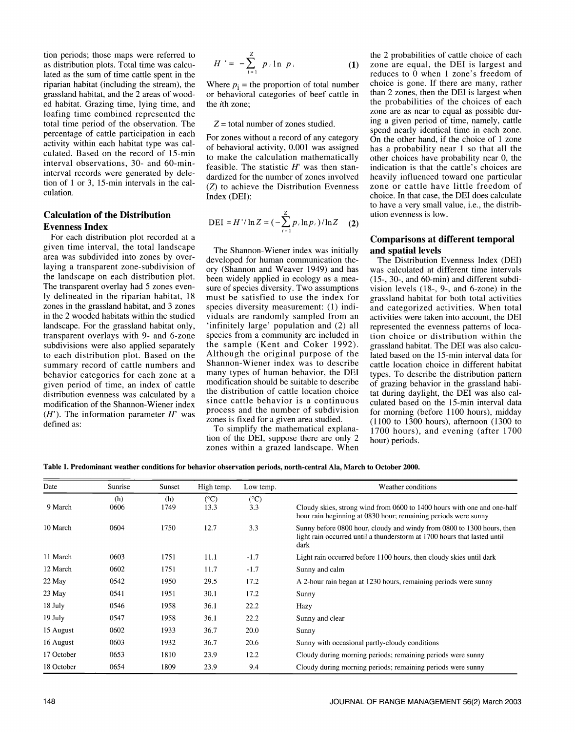tion periods; those maps were referred to as distribution plots. Total time was calculated as the sum of time cattle spent in the riparian habitat (including the stream), the grassland habitat, and the 2 areas of wooded habitat. Grazing time, lying time, and loafing time combined represented the total time period of the observation. The percentage of cattle participation in each activity within each habitat type was calculated. Based on the record of 15-min interval observations, 30- and 60-min-interval records were generated by deletion of 1 or 3, 15-min intervals in the calculation.

## Calculation of the Distribution Evenness Index

For each distribution plot recorded at a given time interval, the total landscape area was subdivided into zones by overlaying a transparent zone-subdivision of the landscape on each distribution plot. The transparent overlay had 5 zones evenly delineated in the riparian habitat, 18 zones in the grassland habitat, and 3 zones in the 2 wooded habitats within the studied landscape. For the grassland habitat only, transparent overlays with 9- and 6-zone subdivisions were also applied separately to each distribution plot. Based on the summary record of cattle numbers and behavior categories for each zone at a given period of time, an index of cattle distribution evenness was calculated by a modification of the Shannon-Wiener index ($H'$). The information parameter $H'$ was defined as:

$$H' = -\sum_{i=1}^{Z} p_i \ln p_i \quad (1)$$

Where $p_i$ = the proportion of total number or behavioral categories of beef cattle in the $i$th zone;

$Z$ = total number of zones studied.

For zones without a record of any category of behavioral activity, 0.001 was assigned to make the calculation mathematically feasible. The statistic $H'$ was then standardized for the number of zones involved ($Z$) to achieve the Distribution Evenness Index (DEI):

$$\text{DEI} = H'/\ln Z = (-\sum_{i=1}^{Z} p_i \ln p_i)/\ln Z \quad (2)$$

The Shannon-Wiener index was initially developed for human communication theory (Shannon and Weaver 1949) and has been widely applied in ecology as a measure of species diversity. Two assumptions must be satisfied to use the index for species diversity measurement: (1) individuals are randomly sampled from an 'infinitely large' population and (2) all species from a community are included in the sample (Kent and Coker 1992). Although the original purpose of the Shannon-Wiener index was to describe many types of human behavior, the DEI modification should be suitable to describe the distribution of cattle location choice since cattle behavior is a continuous process and the number of subdivision zones is fixed for a given area studied.

To simplify the mathematical explanation of the DEI, suppose there are only 2 zones within a grazed landscape. When the 2 probabilities of cattle choice of each zone are equal, the DEI is largest and reduces to 0 when 1 zone's freedom of choice is gone. If there are many, rather than 2 zones, then the DEI is largest when the probabilities of the choices of each zone are as near to equal as possible during a given period of time, namely, cattle spend nearly identical time in each zone. On the other hand, if the choice of 1 zone has a probability near 1 so that all the other choices have probability near 0, the indication is that the cattle's choices are heavily influenced toward one particular zone or cattle have little freedom of choice. In that case, the DEI does calculate to have a very small value, i.e., the distribution evenness is low.

## Comparisons at different temporal and spatial levels

The Distribution Evenness Index (DEI) was calculated at different time intervals (15-, 30-, and 60-min) and different subdivision levels (18-, 9-, and 6-zone) in the grassland habitat for both total activities and categorized activities. When total activities were taken into account, the DEI represented the evenness patterns of location choice or distribution within the grassland habitat. The DEI was also calculated based on the 15-min interval data for cattle location choice in different habitat types. To describe the distribution pattern of grazing behavior in the grassland habitat during daylight, the DEI was also calculated based on the 15-min interval data for morning (before 1100 hours), midday (1100 to 1300 hours), afternoon (1300 to 1700 hours), and evening (after 1700 hour) periods.

**Table 1. Predominant weather conditions for behavior observation periods, north-central Ala, March to October 2000.**

| Date | Sunrise | Sunset | High temp. | Low temp. | Weather conditions |
|---|---|---|---|---|---|
| | (h) | (h) | (°C) | (°C) | |
| 9 March | 0606 | 1749 | 13.3 | 3.3 | Cloudy skies, strong wind from 0600 to 1400 hours with one and one-half hour rain beginning at 0830 hour; remaining periods were sunny |
| 10 March | 0604 | 1750 | 12.7 | 3.3 | Sunny before 0800 hour, cloudy and windy from 0800 to 1300 hours, then light rain occurred until a thunderstorm at 1700 hours that lasted until dark |
| 11 March | 0603 | 1751 | 11.1 | -1.7 | Light rain occurred before 1100 hours, then cloudy skies until dark |
| 12 March | 0602 | 1751 | 11.7 | -1.7 | Sunny and calm |
| 22 May | 0542 | 1950 | 29.5 | 17.2 | A 2-hour rain began at 1230 hours, remaining periods were sunny |
| 23 May | 0541 | 1951 | 30.1 | 17.2 | Sunny |
| 18 July | 0546 | 1958 | 36.1 | 22.2 | Hazy |
| 19 July | 0547 | 1958 | 36.1 | 22.2 | Sunny and clear |
| 15 August | 0602 | 1933 | 36.7 | 20.0 | Sunny |
| 16 August | 0603 | 1932 | 36.7 | 20.6 | Sunny with occasional partly-cloudy conditions |
| 17 October | 0653 | 1810 | 23.9 | 12.2 | Cloudy during morning periods; remaining periods were sunny |
| 18 October | 0654 | 1809 | 23.9 | 9.4 | Cloudy during morning periods; remaining periods were sunny |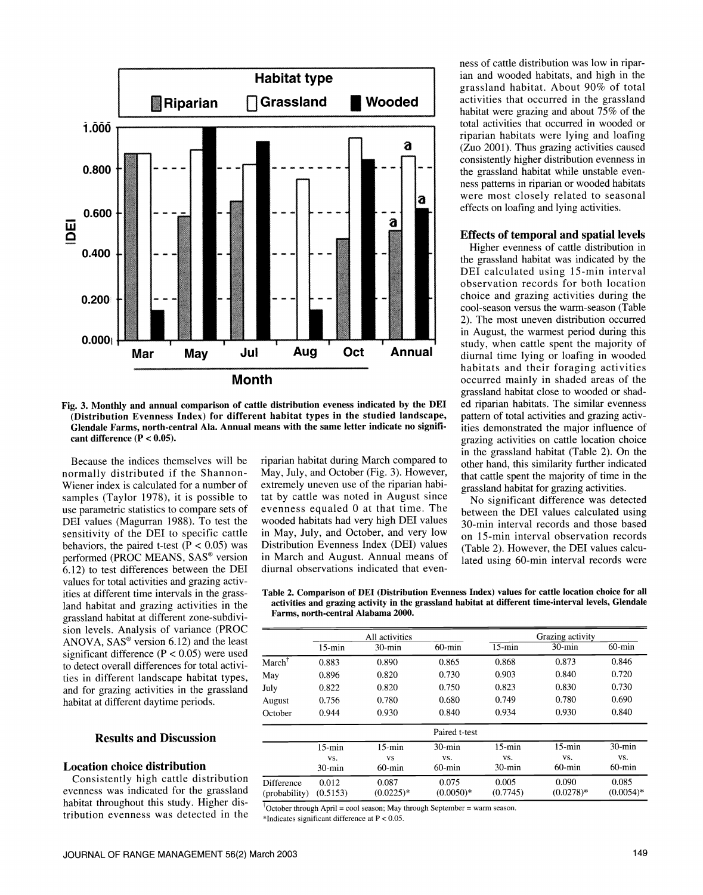Fig. 3. Monthly and annual comparison of cattle distribution eveness indicated by the DEI (Distribution Evenness Index) for different habitat types in the studied landscape, Glendale Farms, north-central Ala. Annual means with the same letter indicate no significant difference (P < 0.05).

Because the indices themselves will be normally distributed if the Shannon-Wiener index is calculated for a number of samples (Taylor 1978), it is possible to use parametric statistics to compare sets of DEI values (Magurran 1988). To test the sensitivity of the DEI to specific cattle behaviors, the paired t-test ($P < 0.05$) was performed (PROC MEANS, SAS® version 6.12) to test differences between the DEI values for total activities and grazing activities at different time intervals in the grassland habitat and grazing activities in the grassland habitat at different zone-subdivision levels. Analysis of variance (PROC ANOVA, SAS® version 6.12) and the least significant difference ($P < 0.05$) were used to detect overall differences for total activities in different landscape habitat types, and for grazing activities in the grassland habitat at different daytime periods.

## Results and Discussion

### Location choice distribution

Consistently high cattle distribution evenness was indicated for the grassland habitat throughout this study. Higher distribution evenness was detected in the riparian habitat during March compared to May, July, and October (Fig. 3). However, extremely uneven use of the riparian habitat by cattle was noted in August since evenness equaled 0 at that time. The wooded habitats had very high DEI values in May, July, and October, and very low Distribution Evenness Index (DEI) values in March and August. Annual means of diurnal observations indicated that evenness of cattle distribution was low in riparian and wooded habitats, and high in the grassland habitat. About 90% of total activities that occurred in the grassland habitat were grazing and about 75% of the total activities that occurred in wooded or riparian habitats were lying and loafing (Zuo 2001). Thus grazing activities caused consistently higher distribution evenness in the grassland habitat while unstable evenness patterns in riparian or wooded habitats were most closely related to seasonal effects on loafing and lying activities.

### Effects of temporal and spatial levels

Higher evenness of cattle distribution in the grassland habitat was indicated by the DEI calculated using 15-min interval observation records for both location choice and grazing activities during the cool-season versus the warm-season (Table 2). The most uneven distribution occurred in August, the warmest period during this study, when cattle spent the majority of diurnal time lying or loafing in wooded habitats and their foraging activities occurred mainly in shaded areas of the grassland habitat close to wooded or shaded riparian habitats. The similar evenness pattern of total activities and grazing activities demonstrated the major influence of grazing activities on cattle location choice in the grassland habitat (Table 2). On the other hand, this similarity further indicated that cattle spent the majority of time in the grassland habitat for grazing activities.

No significant difference was detected between the DEI values calculated using 30-min interval records and those based on 15-min interval observation records (Table 2). However, the DEI values calculated using 60-min interval records were

Table 2. Comparison of DEI (Distribution Evenness Index) values for cattle location choice for all activities and grazing activity in the grassland habitat at different time-interval levels, Glendale Farms, north-central Alabama 2000.

| | All activities | | | Grazing activity | | |
|---|---|---|---|---|---|---|
| | 15-min | 30-min | 60-min | 15-min | 30-min | 60-min |
| March[†] | 0.883 | 0.890 | 0.865 | 0.868 | 0.873 | 0.846 |
| May | 0.896 | 0.820 | 0.730 | 0.903 | 0.840 | 0.720 |
| July | 0.822 | 0.820 | 0.750 | 0.823 | 0.830 | 0.730 |
| August | 0.756 | 0.780 | 0.680 | 0.749 | 0.780 | 0.690 |
| October | 0.944 | 0.930 | 0.840 | 0.934 | 0.930 | 0.840 |
| | Paired t-test | | | | | |
| | 15-min vs. 30-min | 15-min vs 60-min | 30-min vs. 60-min | 15-min vs. 30-min | 15-min vs. 60-min | 30-min vs. 60-min |
| Difference (probability) | 0.012 (0.5153) | 0.087 (0.0225)* | 0.075 (0.0050)* | 0.005 (0.7745) | 0.090 (0.0278)* | 0.085 (0.0054)* |

[†]October through April = cool season; May through September = warm season.
*Indicates significant difference at $P < 0.05$.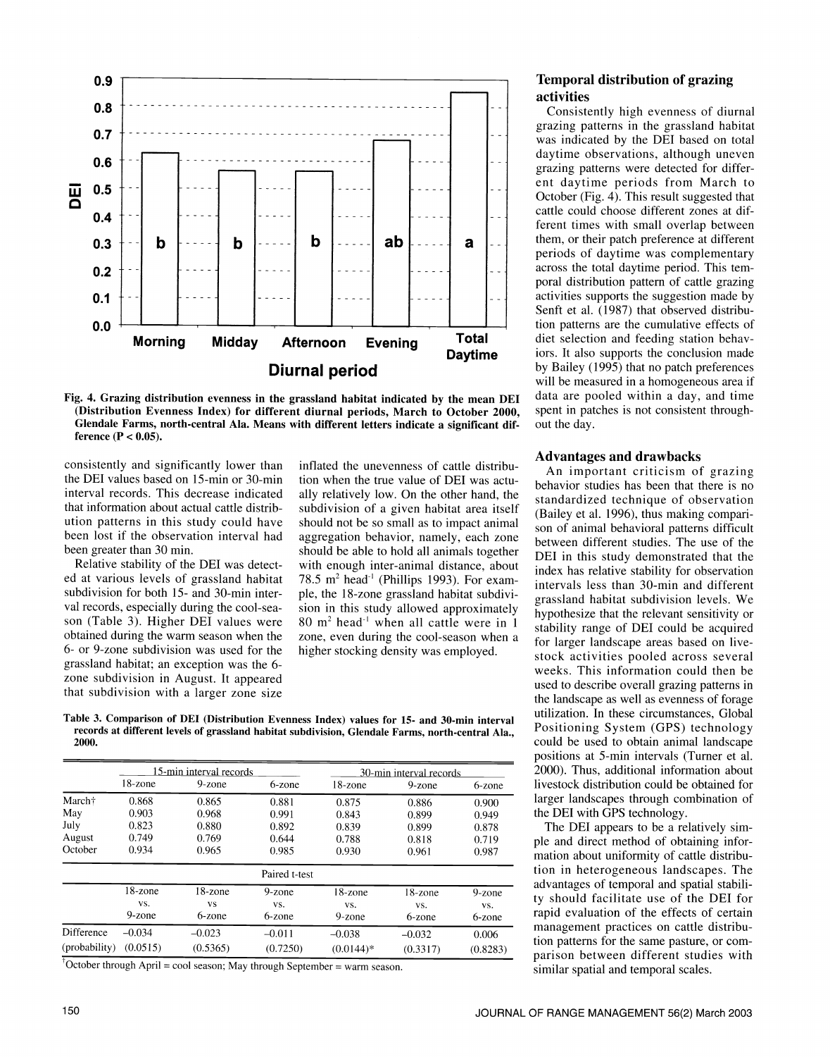Fig. 4. Grazing distribution evenness in the grassland habitat indicated by the mean DEI (Distribution Evenness Index) for different diurnal periods, March to October 2000, Glendale Farms, north-central Ala. Means with different letters indicate a significant difference (P < 0.05).

consistently and significantly lower than the DEI values based on 15-min or 30-min interval records. This decrease indicated that information about actual cattle distribution patterns in this study could have been lost if the observation interval had been greater than 30 min.

Relative stability of the DEI was detected at various levels of grassland habitat subdivision for both 15- and 30-min interval records, especially during the cool-season (Table 3). Higher DEI values were obtained during the warm season when the 6- or 9-zone subdivision was used for the grassland habitat; an exception was the 6-zone subdivision in August. It appeared that subdivision with a larger zone size inflated the unevenness of cattle distribution when the true value of DEI was actually relatively low. On the other hand, the subdivision of a given habitat area itself should not be so small as to impact animal aggregation behavior, namely, each zone should be able to hold all animals together with enough inter-animal distance, about 78.5 m$^2$ head$^{-1}$ (Phillips 1993). For example, the 18-zone grassland habitat subdivision in this study allowed approximately 80 m$^2$ head$^{-1}$ when all cattle were in 1 zone, even during the cool-season when a higher stocking density was employed.

Table 3. Comparison of DEI (Distribution Evenness Index) values for 15- and 30-min interval records at different levels of grassland habitat subdivision, Glendale Farms, north-central Ala., 2000.

| | 15-min interval records | | | 30-min interval records | | |
|---|---|---|---|---|---|---|
| | 18-zone | 9-zone | 6-zone | 18-zone | 9-zone | 6-zone |
| March† | 0.868 | 0.865 | 0.881 | 0.875 | 0.886 | 0.900 |
| May | 0.903 | 0.968 | 0.991 | 0.843 | 0.899 | 0.949 |
| July | 0.823 | 0.880 | 0.892 | 0.839 | 0.899 | 0.878 |
| August | 0.749 | 0.769 | 0.644 | 0.788 | 0.818 | 0.719 |
| October | 0.934 | 0.965 | 0.985 | 0.930 | 0.961 | 0.987 |
| | Paired t-test | | | | | |
| | 18-zone vs. 9-zone | 18-zone vs 6-zone | 9-zone vs. 6-zone | 18-zone vs. 9-zone | 18-zone vs. 6-zone | 9-zone vs. 6-zone |
| Difference | −0.034 | −0.023 | −0.011 | −0.038 | −0.032 | 0.006 |
| (probability) | (0.0515) | (0.5365) | (0.7250) | (0.0144)* | (0.3317) | (0.8283) |

†October through April = cool season; May through September = warm season.

## Temporal distribution of grazing activities

Consistently high evenness of diurnal grazing patterns in the grassland habitat was indicated by the DEI based on total daytime observations, although uneven grazing patterns were detected for different daytime periods from March to October (Fig. 4). This result suggested that cattle could choose different zones at different times with small overlap between them, or their patch preference at different periods of daytime was complementary across the total daytime period. This temporal distribution pattern of cattle grazing activities supports the suggestion made by Senft et al. (1987) that observed distribution patterns are the cumulative effects of diet selection and feeding station behaviors. It also supports the conclusion made by Bailey (1995) that no patch preferences will be measured in a homogeneous area if data are pooled within a day, and time spent in patches is not consistent throughout the day.

## Advantages and drawbacks

An important criticism of grazing behavior studies has been that there is no standardized technique of observation (Bailey et al. 1996), thus making comparison of animal behavioral patterns difficult between different studies. The use of the DEI in this study demonstrated that the index has relative stability for observation intervals less than 30-min and different grassland habitat subdivision levels. We hypothesize that the relevant sensitivity or stability range of DEI could be acquired for larger landscape areas based on livestock activities pooled across several weeks. This information could then be used to describe overall grazing patterns in the landscape as well as evenness of forage utilization. In these circumstances, Global Positioning System (GPS) technology could be used to obtain animal landscape positions at 5-min intervals (Turner et al. 2000). Thus, additional information about livestock distribution could be obtained for larger landscapes through combination of the DEI with GPS technology.

The DEI appears to be a relatively simple and direct method of obtaining information about uniformity of cattle distribution in heterogeneous landscapes. The advantages of temporal and spatial stability should facilitate use of the DEI for rapid evaluation of the effects of certain management practices on cattle distribution patterns for the same pasture, or comparison between different studies with similar spatial and temporal scales.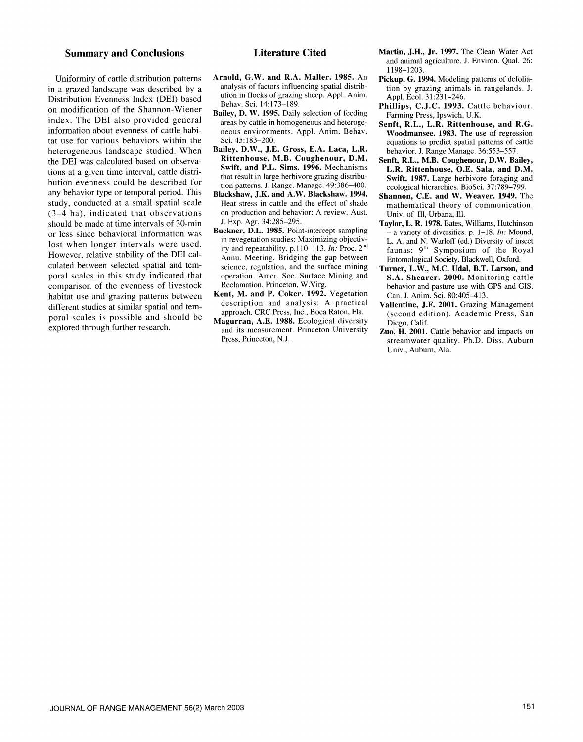## Summary and Conclusions

Uniformity of cattle distribution patterns in a grazed landscape was described by a Distribution Evenness Index (DEI) based on modification of the Shannon-Wiener index. The DEI also provided general information about evenness of cattle habitat use for various behaviors within the heterogeneous landscape studied. When the DEI was calculated based on observations at a given time interval, cattle distribution evenness could be described for any behavior type or temporal period. This study, conducted at a small spatial scale (3–4 ha), indicated that observations should be made at time intervals of 30-min or less since behavioral information was lost when longer intervals were used. However, relative stability of the DEI calculated between selected spatial and temporal scales in this study indicated that comparison of the evenness of livestock habitat use and grazing patterns between different studies at similar spatial and temporal scales is possible and should be explored through further research.

## Literature Cited

**Arnold, G.W. and R.A. Maller. 1985.** An analysis of factors influencing spatial distribution in flocks of grazing sheep. Appl. Anim. Behav. Sci. 14:173–189.

**Bailey, D. W. 1995.** Daily selection of feeding areas by cattle in homogeneous and heterogeneous environments. Appl. Anim. Behav. Sci. 45:183–200.

**Bailey, D.W., J.E. Gross, E.A. Laca, L.R. Rittenhouse, M.B. Coughenour, D.M. Swift, and P.L. Sims. 1996.** Mechanisms that result in large herbivore grazing distribution patterns. J. Range. Manage. 49:386–400.

**Blackshaw, J.K. and A.W. Blackshaw. 1994.** Heat stress in cattle and the effect of shade on production and behavior: A review. Aust. J. Exp. Agr. 34:285–295.

**Buckner, D.L. 1985.** Point-intercept sampling in revegetation studies: Maximizing objectivity and repeatability. p.110–113. *In:* Proc. 2nd Annu. Meeting. Bridging the gap between science, regulation, and the surface mining operation. Amer. Soc. Surface Mining and Reclamation, Princeton, W.Virg.

**Kent, M. and P. Coker. 1992.** Vegetation description and analysis: A practical approach. CRC Press, Inc., Boca Raton, Fla.

**Magurran, A.E. 1988.** Ecological diversity and its measurement. Princeton University Press, Princeton, N.J.

**Martin, J.H., Jr. 1997.** The Clean Water Act and animal agriculture. J. Environ. Qual. 26: 1198–1203.

**Pickup, G. 1994.** Modeling patterns of defoliation by grazing animals in rangelands. J. Appl. Ecol. 31:231–246.

**Phillips, C.J.C. 1993.** Cattle behaviour. Farming Press, Ipswich, U.K.

**Senft, R.L., L.R. Rittenhouse, and R.G. Woodmansee. 1983.** The use of regression equations to predict spatial patterns of cattle behavior. J. Range Manage. 36:553–557.

**Senft, R.L., M.B. Coughenour, D.W. Bailey, L.R. Rittenhouse, O.E. Sala, and D.M. Swift. 1987.** Large herbivore foraging and ecological hierarchies. BioSci. 37:789–799.

**Shannon, C.E. and W. Weaver. 1949.** The mathematical theory of communication. Univ. of Ill, Urbana, Ill.

**Taylor, L. R. 1978.** Bates, Williams, Hutchinson – a variety of diversities. p. 1–18. *In:* Mound, L. A. and N. Warloff (ed.) Diversity of insect faunas: 9th Symposium of the Royal Entomological Society. Blackwell, Oxford.

**Turner, L.W., M.C. Udal, B.T. Larson, and S.A. Shearer. 2000.** Monitoring cattle behavior and pasture use with GPS and GIS. Can. J. Anim. Sci. 80:405–413.

**Vallentine, J.F. 2001.** Grazing Management (second edition). Academic Press, San Diego, Calif.

**Zuo, H. 2001.** Cattle behavior and impacts on streamwater quality. Ph.D. Diss. Auburn Univ., Auburn, Ala.